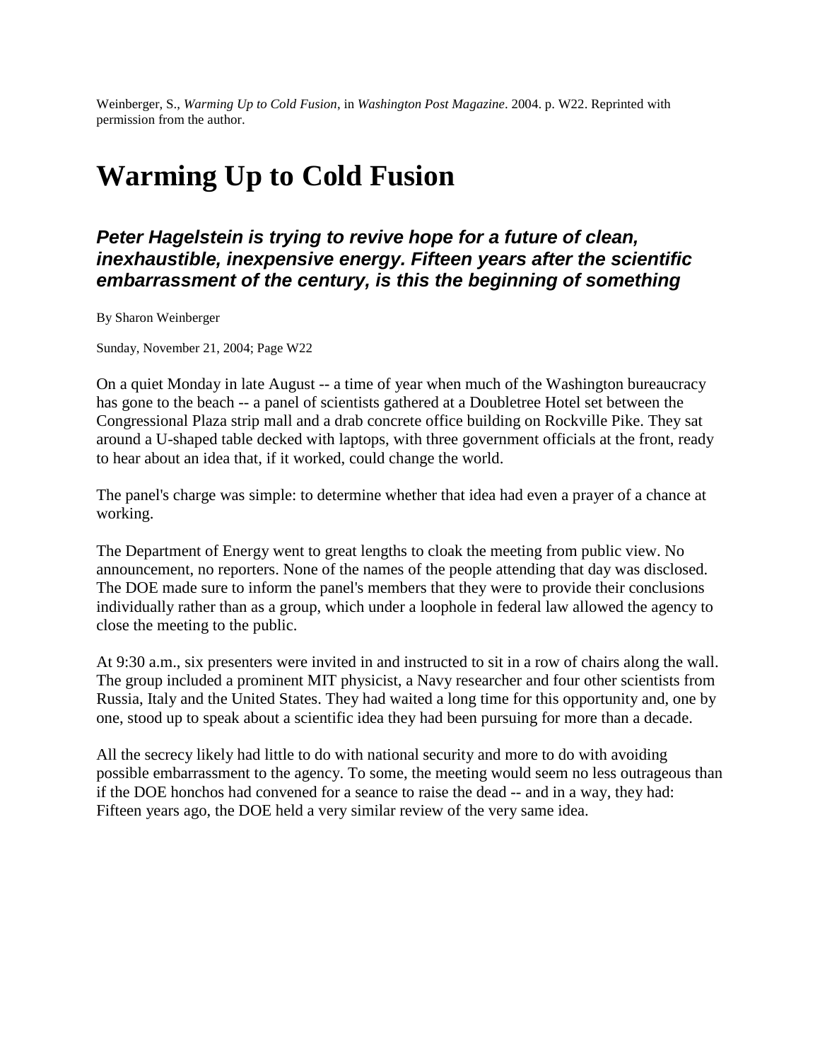Weinberger, S., *Warming Up to Cold Fusion*, in *Washington Post Magazine*. 2004. p. W22. Reprinted with permission from the author.

# Warming Up to Cold Fusion

### *Peter Hagelstein is trying to revive hope for a future of clean, inexhaustible, inexpensive energy. Fifteen years after the scientific embarrassment of the century, is this the beginning of something*

By Sharon Weinberger

Sunday, November 21, 2004; Page W22

On a quiet Monday in late August -- a time of year when much of the Washington bureaucracy has gone to the beach -- a panel of scientists gathered at a Doubletree Hotel set between the Congressional Plaza strip mall and a drab concrete office building on Rockville Pike. They sat around a U-shaped table decked with laptops, with three government officials at the front, ready to hear about an idea that, if it worked, could change the world.

The panel's charge was simple: to determine whether that idea had even a prayer of a chance at working.

The Department of Energy went to great lengths to cloak the meeting from public view. No announcement, no reporters. None of the names of the people attending that day was disclosed. The DOE made sure to inform the panel's members that they were to provide their conclusions individually rather than as a group, which under a loophole in federal law allowed the agency to close the meeting to the public.

At 9:30 a.m., six presenters were invited in and instructed to sit in a row of chairs along the wall. The group included a prominent MIT physicist, a Navy researcher and four other scientists from Russia, Italy and the United States. They had waited a long time for this opportunity and, one by one, stood up to speak about a scientific idea they had been pursuing for more than a decade.

All the secrecy likely had little to do with national security and more to do with avoiding possible embarrassment to the agency. To some, the meeting would seem no less outrageous than if the DOE honchos had convened for a seance to raise the dead -- and in a way, they had: Fifteen years ago, the DOE held a very similar review of the very same idea.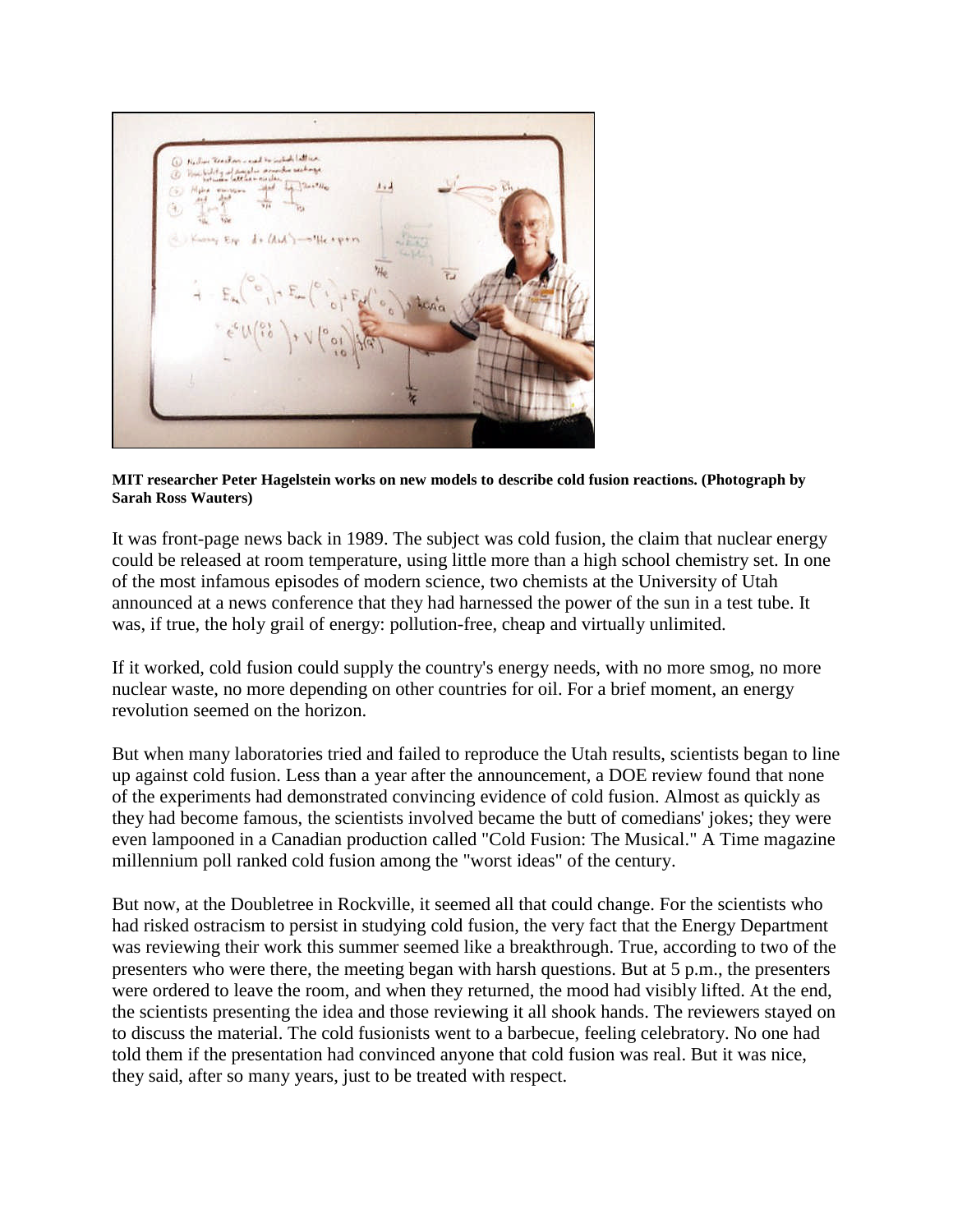**MIT researcher Peter Hagelstein works on new models to describe cold fusion reactions. (Photograph by Sarah Ross Wauters)**

It was front-page news back in 1989. The subject was cold fusion, the claim that nuclear energy could be released at room temperature, using little more than a high school chemistry set. In one of the most infamous episodes of modern science, two chemists at the University of Utah announced at a news conference that they had harnessed the power of the sun in a test tube. It was, if true, the holy grail of energy: pollution-free, cheap and virtually unlimited.

If it worked, cold fusion could supply the country's energy needs, with no more smog, no more nuclear waste, no more depending on other countries for oil. For a brief moment, an energy revolution seemed on the horizon.

But when many laboratories tried and failed to reproduce the Utah results, scientists began to line up against cold fusion. Less than a year after the announcement, a DOE review found that none of the experiments had demonstrated convincing evidence of cold fusion. Almost as quickly as they had become famous, the scientists involved became the butt of comedians' jokes; they were even lampooned in a Canadian production called "Cold Fusion: The Musical." A Time magazine millennium poll ranked cold fusion among the "worst ideas" of the century.

But now, at the Doubletree in Rockville, it seemed all that could change. For the scientists who had risked ostracism to persist in studying cold fusion, the very fact that the Energy Department was reviewing their work this summer seemed like a breakthrough. True, according to two of the presenters who were there, the meeting began with harsh questions. But at 5 p.m., the presenters were ordered to leave the room, and when they returned, the mood had visibly lifted. At the end, the scientists presenting the idea and those reviewing it all shook hands. The reviewers stayed on to discuss the material. The cold fusionists went to a barbecue, feeling celebratory. No one had told them if the presentation had convinced anyone that cold fusion was real. But it was nice, they said, after so many years, just to be treated with respect.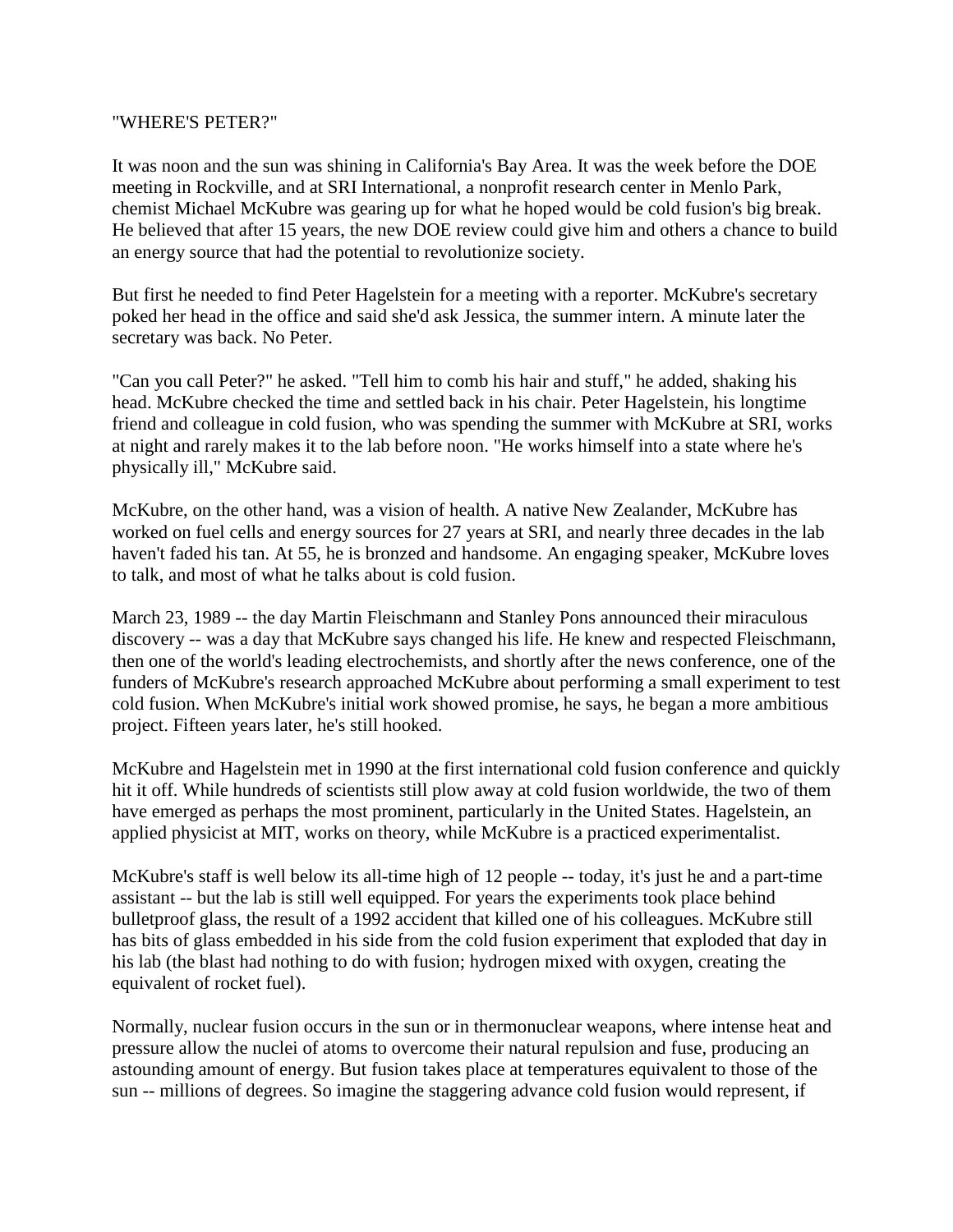"WHERE'S PETER?"

It was noon and the sun was shining in California's Bay Area. It was the week before the DOE meeting in Rockville, and at SRI International, a nonprofit research center in Menlo Park, chemist Michael McKubre was gearing up for what he hoped would be cold fusion's big break. He believed that after 15 years, the new DOE review could give him and others a chance to build an energy source that had the potential to revolutionize society.

But first he needed to find Peter Hagelstein for a meeting with a reporter. McKubre's secretary poked her head in the office and said she'd ask Jessica, the summer intern. A minute later the secretary was back. No Peter.

"Can you call Peter?" he asked. "Tell him to comb his hair and stuff," he added, shaking his head. McKubre checked the time and settled back in his chair. Peter Hagelstein, his longtime friend and colleague in cold fusion, who was spending the summer with McKubre at SRI, works at night and rarely makes it to the lab before noon. "He works himself into a state where he's physically ill," McKubre said.

McKubre, on the other hand, was a vision of health. A native New Zealander, McKubre has worked on fuel cells and energy sources for 27 years at SRI, and nearly three decades in the lab haven't faded his tan. At 55, he is bronzed and handsome. An engaging speaker, McKubre loves to talk, and most of what he talks about is cold fusion.

March 23, 1989 -- the day Martin Fleischmann and Stanley Pons announced their miraculous discovery -- was a day that McKubre says changed his life. He knew and respected Fleischmann, then one of the world's leading electrochemists, and shortly after the news conference, one of the funders of McKubre's research approached McKubre about performing a small experiment to test cold fusion. When McKubre's initial work showed promise, he says, he began a more ambitious project. Fifteen years later, he's still hooked.

McKubre and Hagelstein met in 1990 at the first international cold fusion conference and quickly hit it off. While hundreds of scientists still plow away at cold fusion worldwide, the two of them have emerged as perhaps the most prominent, particularly in the United States. Hagelstein, an applied physicist at MIT, works on theory, while McKubre is a practiced experimentalist.

McKubre's staff is well below its all-time high of 12 people -- today, it's just he and a part-time assistant -- but the lab is still well equipped. For years the experiments took place behind bulletproof glass, the result of a 1992 accident that killed one of his colleagues. McKubre still has bits of glass embedded in his side from the cold fusion experiment that exploded that day in his lab (the blast had nothing to do with fusion; hydrogen mixed with oxygen, creating the equivalent of rocket fuel).

Normally, nuclear fusion occurs in the sun or in thermonuclear weapons, where intense heat and pressure allow the nuclei of atoms to overcome their natural repulsion and fuse, producing an astounding amount of energy. But fusion takes place at temperatures equivalent to those of the sun -- millions of degrees. So imagine the staggering advance cold fusion would represent, if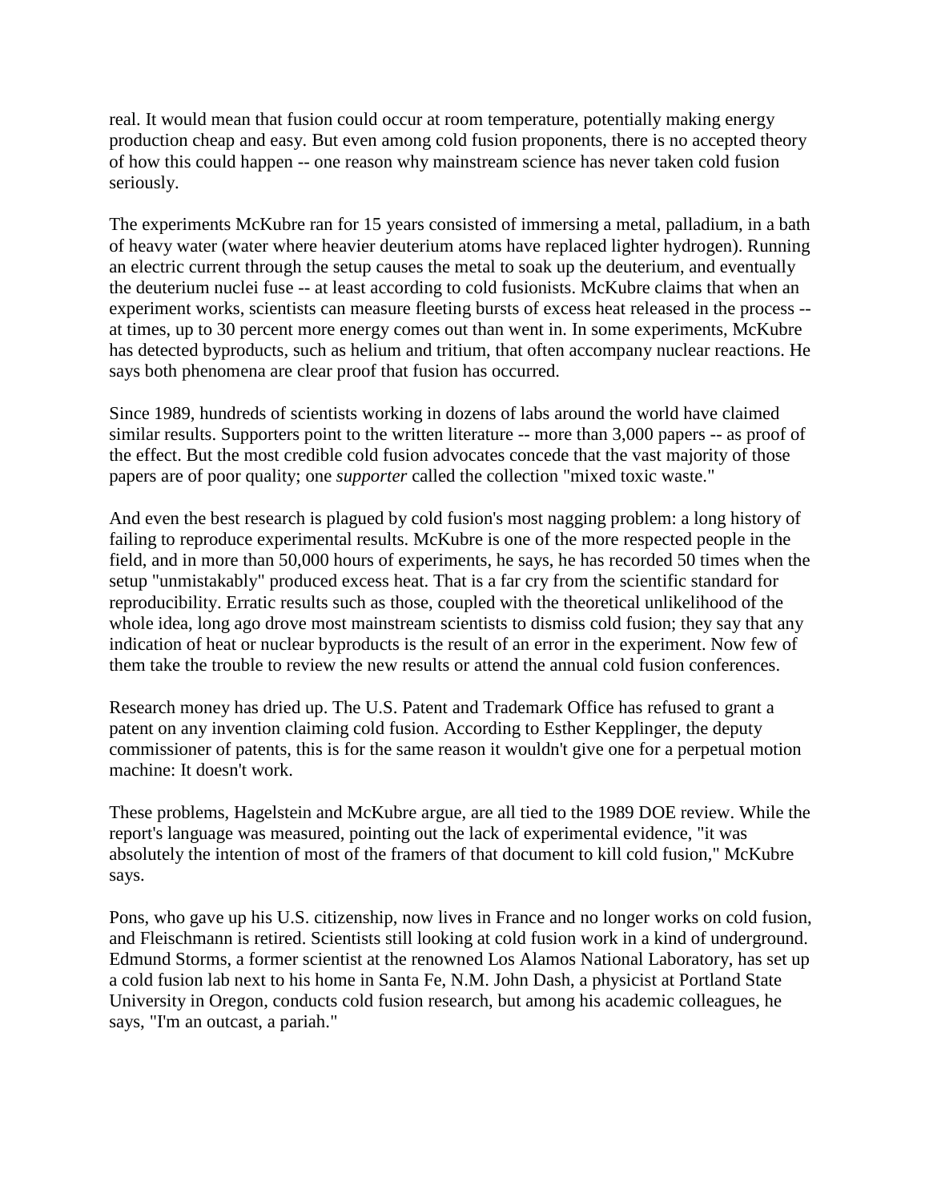real. It would mean that fusion could occur at room temperature, potentially making energy production cheap and easy. But even among cold fusion proponents, there is no accepted theory of how this could happen -- one reason why mainstream science has never taken cold fusion seriously.

The experiments McKubre ran for 15 years consisted of immersing a metal, palladium, in a bath of heavy water (water where heavier deuterium atoms have replaced lighter hydrogen). Running an electric current through the setup causes the metal to soak up the deuterium, and eventually the deuterium nuclei fuse -- at least according to cold fusionists. McKubre claims that when an experiment works, scientists can measure fleeting bursts of excess heat released in the process -- at times, up to 30 percent more energy comes out than went in. In some experiments, McKubre has detected byproducts, such as helium and tritium, that often accompany nuclear reactions. He says both phenomena are clear proof that fusion has occurred.

Since 1989, hundreds of scientists working in dozens of labs around the world have claimed similar results. Supporters point to the written literature -- more than 3,000 papers -- as proof of the effect. But the most credible cold fusion advocates concede that the vast majority of those papers are of poor quality; one *supporter* called the collection "mixed toxic waste."

And even the best research is plagued by cold fusion's most nagging problem: a long history of failing to reproduce experimental results. McKubre is one of the more respected people in the field, and in more than 50,000 hours of experiments, he says, he has recorded 50 times when the setup "unmistakably" produced excess heat. That is a far cry from the scientific standard for reproducibility. Erratic results such as those, coupled with the theoretical unlikelihood of the whole idea, long ago drove most mainstream scientists to dismiss cold fusion; they say that any indication of heat or nuclear byproducts is the result of an error in the experiment. Now few of them take the trouble to review the new results or attend the annual cold fusion conferences.

Research money has dried up. The U.S. Patent and Trademark Office has refused to grant a patent on any invention claiming cold fusion. According to Esther Kepplinger, the deputy commissioner of patents, this is for the same reason it wouldn't give one for a perpetual motion machine: It doesn't work.

These problems, Hagelstein and McKubre argue, are all tied to the 1989 DOE review. While the report's language was measured, pointing out the lack of experimental evidence, "it was absolutely the intention of most of the framers of that document to kill cold fusion," McKubre says.

Pons, who gave up his U.S. citizenship, now lives in France and no longer works on cold fusion, and Fleischmann is retired. Scientists still looking at cold fusion work in a kind of underground. Edmund Storms, a former scientist at the renowned Los Alamos National Laboratory, has set up a cold fusion lab next to his home in Santa Fe, N.M. John Dash, a physicist at Portland State University in Oregon, conducts cold fusion research, but among his academic colleagues, he says, "I'm an outcast, a pariah."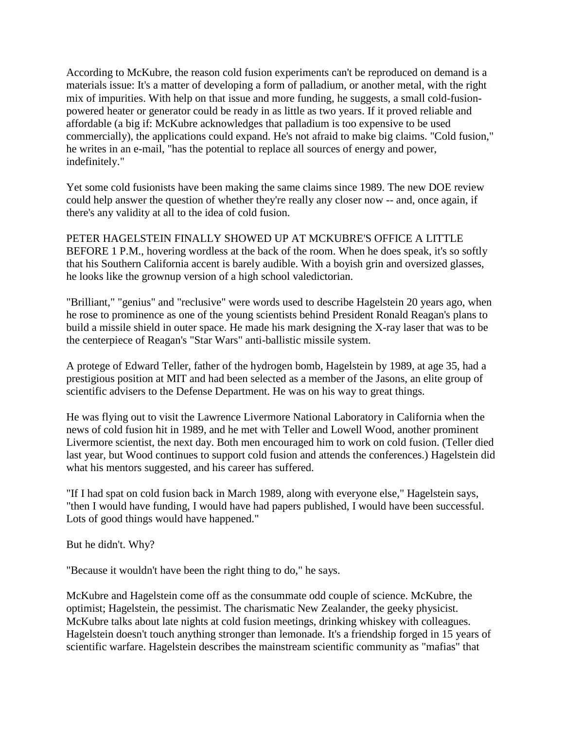According to McKubre, the reason cold fusion experiments can't be reproduced on demand is a materials issue: It's a matter of developing a form of palladium, or another metal, with the right mix of impurities. With help on that issue and more funding, he suggests, a small cold-fusion-powered heater or generator could be ready in as little as two years. If it proved reliable and affordable (a big if: McKubre acknowledges that palladium is too expensive to be used commercially), the applications could expand. He's not afraid to make big claims. "Cold fusion," he writes in an e-mail, "has the potential to replace all sources of energy and power, indefinitely."

Yet some cold fusionists have been making the same claims since 1989. The new DOE review could help answer the question of whether they're really any closer now -- and, once again, if there's any validity at all to the idea of cold fusion.

PETER HAGELSTEIN FINALLY SHOWED UP AT MCKUBRE'S OFFICE A LITTLE BEFORE 1 P.M., hovering wordless at the back of the room. When he does speak, it's so softly that his Southern California accent is barely audible. With a boyish grin and oversized glasses, he looks like the grownup version of a high school valedictorian.

"Brilliant," "genius" and "reclusive" were words used to describe Hagelstein 20 years ago, when he rose to prominence as one of the young scientists behind President Ronald Reagan's plans to build a missile shield in outer space. He made his mark designing the X-ray laser that was to be the centerpiece of Reagan's "Star Wars" anti-ballistic missile system.

A protege of Edward Teller, father of the hydrogen bomb, Hagelstein by 1989, at age 35, had a prestigious position at MIT and had been selected as a member of the Jasons, an elite group of scientific advisers to the Defense Department. He was on his way to great things.

He was flying out to visit the Lawrence Livermore National Laboratory in California when the news of cold fusion hit in 1989, and he met with Teller and Lowell Wood, another prominent Livermore scientist, the next day. Both men encouraged him to work on cold fusion. (Teller died last year, but Wood continues to support cold fusion and attends the conferences.) Hagelstein did what his mentors suggested, and his career has suffered.

"If I had spat on cold fusion back in March 1989, along with everyone else," Hagelstein says, "then I would have funding, I would have had papers published, I would have been successful. Lots of good things would have happened."

But he didn't. Why?

"Because it wouldn't have been the right thing to do," he says.

McKubre and Hagelstein come off as the consummate odd couple of science. McKubre, the optimist; Hagelstein, the pessimist. The charismatic New Zealander, the geeky physicist. McKubre talks about late nights at cold fusion meetings, drinking whiskey with colleagues. Hagelstein doesn't touch anything stronger than lemonade. It's a friendship forged in 15 years of scientific warfare. Hagelstein describes the mainstream scientific community as "mafias" that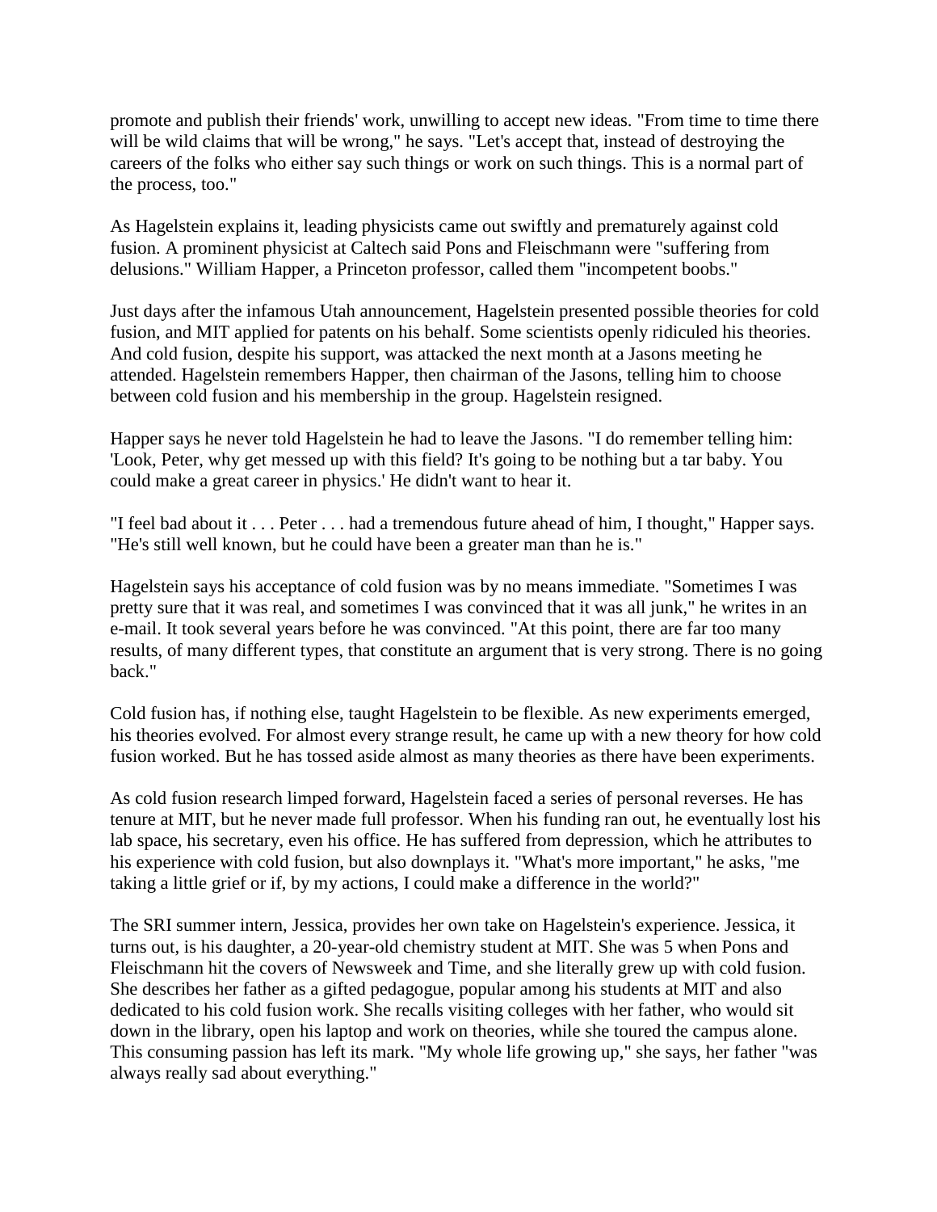promote and publish their friends' work, unwilling to accept new ideas. "From time to time there will be wild claims that will be wrong," he says. "Let's accept that, instead of destroying the careers of the folks who either say such things or work on such things. This is a normal part of the process, too."

As Hagelstein explains it, leading physicists came out swiftly and prematurely against cold fusion. A prominent physicist at Caltech said Pons and Fleischmann were "suffering from delusions." William Happer, a Princeton professor, called them "incompetent boobs."

Just days after the infamous Utah announcement, Hagelstein presented possible theories for cold fusion, and MIT applied for patents on his behalf. Some scientists openly ridiculed his theories. And cold fusion, despite his support, was attacked the next month at a Jasons meeting he attended. Hagelstein remembers Happer, then chairman of the Jasons, telling him to choose between cold fusion and his membership in the group. Hagelstein resigned.

Happer says he never told Hagelstein he had to leave the Jasons. "I do remember telling him: 'Look, Peter, why get messed up with this field? It's going to be nothing but a tar baby. You could make a great career in physics.' He didn't want to hear it.

"I feel bad about it . . . Peter . . . had a tremendous future ahead of him, I thought," Happer says. "He's still well known, but he could have been a greater man than he is."

Hagelstein says his acceptance of cold fusion was by no means immediate. "Sometimes I was pretty sure that it was real, and sometimes I was convinced that it was all junk," he writes in an e-mail. It took several years before he was convinced. "At this point, there are far too many results, of many different types, that constitute an argument that is very strong. There is no going back."

Cold fusion has, if nothing else, taught Hagelstein to be flexible. As new experiments emerged, his theories evolved. For almost every strange result, he came up with a new theory for how cold fusion worked. But he has tossed aside almost as many theories as there have been experiments.

As cold fusion research limped forward, Hagelstein faced a series of personal reverses. He has tenure at MIT, but he never made full professor. When his funding ran out, he eventually lost his lab space, his secretary, even his office. He has suffered from depression, which he attributes to his experience with cold fusion, but also downplays it. "What's more important," he asks, "me taking a little grief or if, by my actions, I could make a difference in the world?"

The SRI summer intern, Jessica, provides her own take on Hagelstein's experience. Jessica, it turns out, is his daughter, a 20-year-old chemistry student at MIT. She was 5 when Pons and Fleischmann hit the covers of Newsweek and Time, and she literally grew up with cold fusion. She describes her father as a gifted pedagogue, popular among his students at MIT and also dedicated to his cold fusion work. She recalls visiting colleges with her father, who would sit down in the library, open his laptop and work on theories, while she toured the campus alone. This consuming passion has left its mark. "My whole life growing up," she says, her father "was always really sad about everything."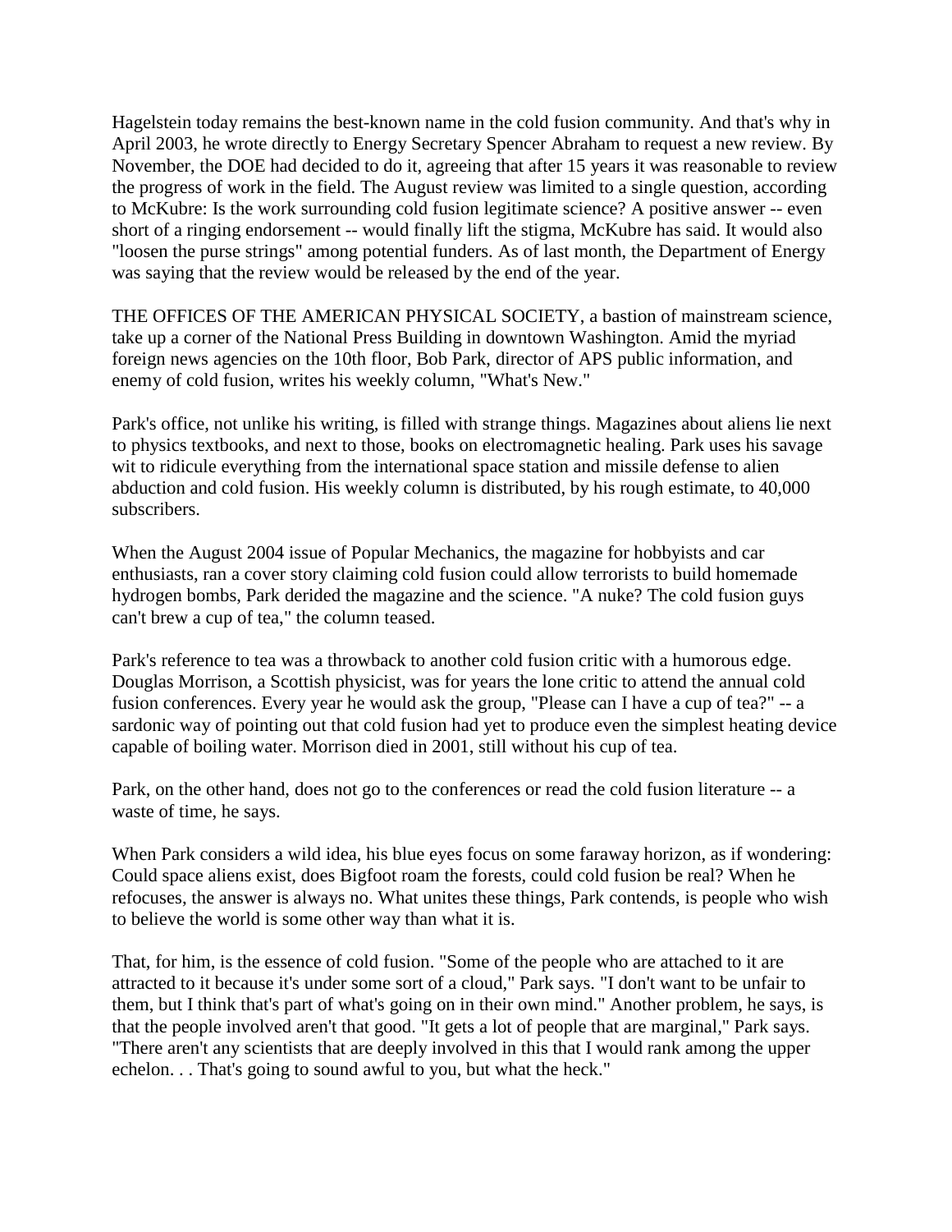Hagelstein today remains the best-known name in the cold fusion community. And that's why in April 2003, he wrote directly to Energy Secretary Spencer Abraham to request a new review. By November, the DOE had decided to do it, agreeing that after 15 years it was reasonable to review the progress of work in the field. The August review was limited to a single question, according to McKubre: Is the work surrounding cold fusion legitimate science? A positive answer -- even short of a ringing endorsement -- would finally lift the stigma, McKubre has said. It would also "loosen the purse strings" among potential funders. As of last month, the Department of Energy was saying that the review would be released by the end of the year.

THE OFFICES OF THE AMERICAN PHYSICAL SOCIETY, a bastion of mainstream science, take up a corner of the National Press Building in downtown Washington. Amid the myriad foreign news agencies on the 10th floor, Bob Park, director of APS public information, and enemy of cold fusion, writes his weekly column, "What's New."

Park's office, not unlike his writing, is filled with strange things. Magazines about aliens lie next to physics textbooks, and next to those, books on electromagnetic healing. Park uses his savage wit to ridicule everything from the international space station and missile defense to alien abduction and cold fusion. His weekly column is distributed, by his rough estimate, to 40,000 subscribers.

When the August 2004 issue of Popular Mechanics, the magazine for hobbyists and car enthusiasts, ran a cover story claiming cold fusion could allow terrorists to build homemade hydrogen bombs, Park derided the magazine and the science. "A nuke? The cold fusion guys can't brew a cup of tea," the column teased.

Park's reference to tea was a throwback to another cold fusion critic with a humorous edge. Douglas Morrison, a Scottish physicist, was for years the lone critic to attend the annual cold fusion conferences. Every year he would ask the group, "Please can I have a cup of tea?" -- a sardonic way of pointing out that cold fusion had yet to produce even the simplest heating device capable of boiling water. Morrison died in 2001, still without his cup of tea.

Park, on the other hand, does not go to the conferences or read the cold fusion literature -- a waste of time, he says.

When Park considers a wild idea, his blue eyes focus on some faraway horizon, as if wondering: Could space aliens exist, does Bigfoot roam the forests, could cold fusion be real? When he refocuses, the answer is always no. What unites these things, Park contends, is people who wish to believe the world is some other way than what it is.

That, for him, is the essence of cold fusion. "Some of the people who are attached to it are attracted to it because it's under some sort of a cloud," Park says. "I don't want to be unfair to them, but I think that's part of what's going on in their own mind." Another problem, he says, is that the people involved aren't that good. "It gets a lot of people that are marginal," Park says. "There aren't any scientists that are deeply involved in this that I would rank among the upper echelon. . . That's going to sound awful to you, but what the heck."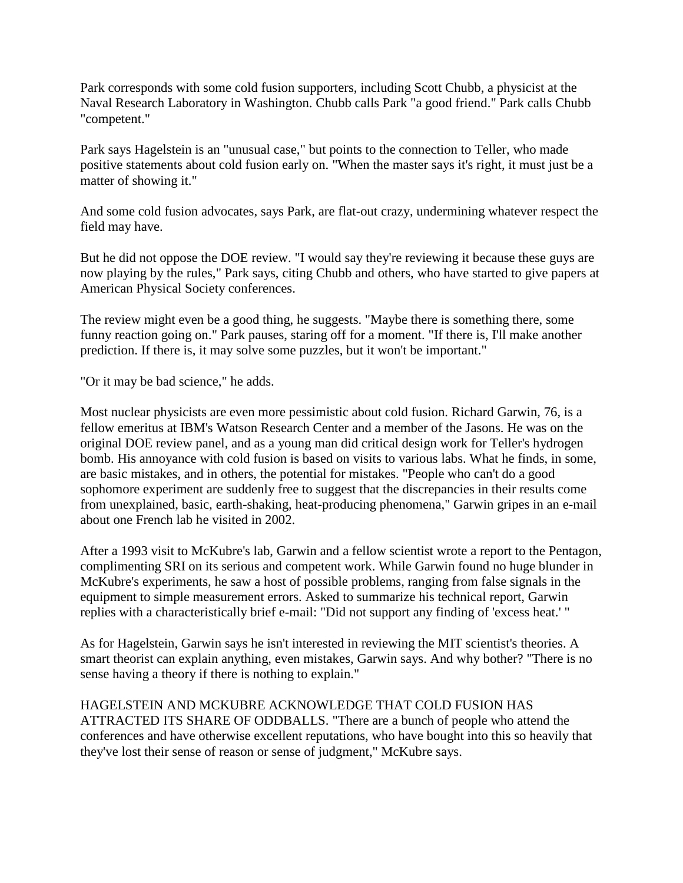Park corresponds with some cold fusion supporters, including Scott Chubb, a physicist at the Naval Research Laboratory in Washington. Chubb calls Park "a good friend." Park calls Chubb "competent."

Park says Hagelstein is an "unusual case," but points to the connection to Teller, who made positive statements about cold fusion early on. "When the master says it's right, it must just be a matter of showing it."

And some cold fusion advocates, says Park, are flat-out crazy, undermining whatever respect the field may have.

But he did not oppose the DOE review. "I would say they're reviewing it because these guys are now playing by the rules," Park says, citing Chubb and others, who have started to give papers at American Physical Society conferences.

The review might even be a good thing, he suggests. "Maybe there is something there, some funny reaction going on." Park pauses, staring off for a moment. "If there is, I'll make another prediction. If there is, it may solve some puzzles, but it won't be important."

"Or it may be bad science," he adds.

Most nuclear physicists are even more pessimistic about cold fusion. Richard Garwin, 76, is a fellow emeritus at IBM's Watson Research Center and a member of the Jasons. He was on the original DOE review panel, and as a young man did critical design work for Teller's hydrogen bomb. His annoyance with cold fusion is based on visits to various labs. What he finds, in some, are basic mistakes, and in others, the potential for mistakes. "People who can't do a good sophomore experiment are suddenly free to suggest that the discrepancies in their results come from unexplained, basic, earth-shaking, heat-producing phenomena," Garwin gripes in an e-mail about one French lab he visited in 2002.

After a 1993 visit to McKubre's lab, Garwin and a fellow scientist wrote a report to the Pentagon, complimenting SRI on its serious and competent work. While Garwin found no huge blunder in McKubre's experiments, he saw a host of possible problems, ranging from false signals in the equipment to simple measurement errors. Asked to summarize his technical report, Garwin replies with a characteristically brief e-mail: "Did not support any finding of 'excess heat.' "

As for Hagelstein, Garwin says he isn't interested in reviewing the MIT scientist's theories. A smart theorist can explain anything, even mistakes, Garwin says. And why bother? "There is no sense having a theory if there is nothing to explain."

HAGELSTEIN AND MCKUBRE ACKNOWLEDGE THAT COLD FUSION HAS ATTRACTED ITS SHARE OF ODDBALLS. "There are a bunch of people who attend the conferences and have otherwise excellent reputations, who have bought into this so heavily that they've lost their sense of reason or sense of judgment," McKubre says.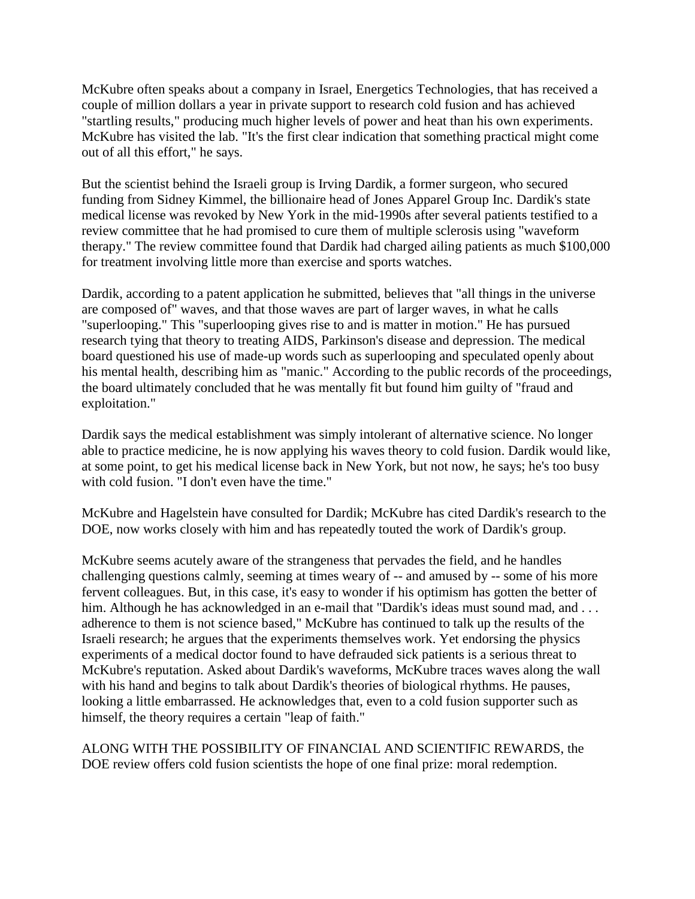McKubre often speaks about a company in Israel, Energetics Technologies, that has received a couple of million dollars a year in private support to research cold fusion and has achieved "startling results," producing much higher levels of power and heat than his own experiments. McKubre has visited the lab. "It's the first clear indication that something practical might come out of all this effort," he says.

But the scientist behind the Israeli group is Irving Dardik, a former surgeon, who secured funding from Sidney Kimmel, the billionaire head of Jones Apparel Group Inc. Dardik's state medical license was revoked by New York in the mid-1990s after several patients testified to a review committee that he had promised to cure them of multiple sclerosis using "waveform therapy." The review committee found that Dardik had charged ailing patients as much $100,000 for treatment involving little more than exercise and sports watches.

Dardik, according to a patent application he submitted, believes that "all things in the universe are composed of" waves, and that those waves are part of larger waves, in what he calls "superlooping." This "superlooping gives rise to and is matter in motion." He has pursued research tying that theory to treating AIDS, Parkinson's disease and depression. The medical board questioned his use of made-up words such as superlooping and speculated openly about his mental health, describing him as "manic." According to the public records of the proceedings, the board ultimately concluded that he was mentally fit but found him guilty of "fraud and exploitation."

Dardik says the medical establishment was simply intolerant of alternative science. No longer able to practice medicine, he is now applying his waves theory to cold fusion. Dardik would like, at some point, to get his medical license back in New York, but not now, he says; he's too busy with cold fusion. "I don't even have the time."

McKubre and Hagelstein have consulted for Dardik; McKubre has cited Dardik's research to the DOE, now works closely with him and has repeatedly touted the work of Dardik's group.

McKubre seems acutely aware of the strangeness that pervades the field, and he handles challenging questions calmly, seeming at times weary of -- and amused by -- some of his more fervent colleagues. But, in this case, it's easy to wonder if his optimism has gotten the better of him. Although he has acknowledged in an e-mail that "Dardik's ideas must sound mad, and . . . adherence to them is not science based," McKubre has continued to talk up the results of the Israeli research; he argues that the experiments themselves work. Yet endorsing the physics experiments of a medical doctor found to have defrauded sick patients is a serious threat to McKubre's reputation. Asked about Dardik's waveforms, McKubre traces waves along the wall with his hand and begins to talk about Dardik's theories of biological rhythms. He pauses, looking a little embarrassed. He acknowledges that, even to a cold fusion supporter such as himself, the theory requires a certain "leap of faith."

ALONG WITH THE POSSIBILITY OF FINANCIAL AND SCIENTIFIC REWARDS, the DOE review offers cold fusion scientists the hope of one final prize: moral redemption.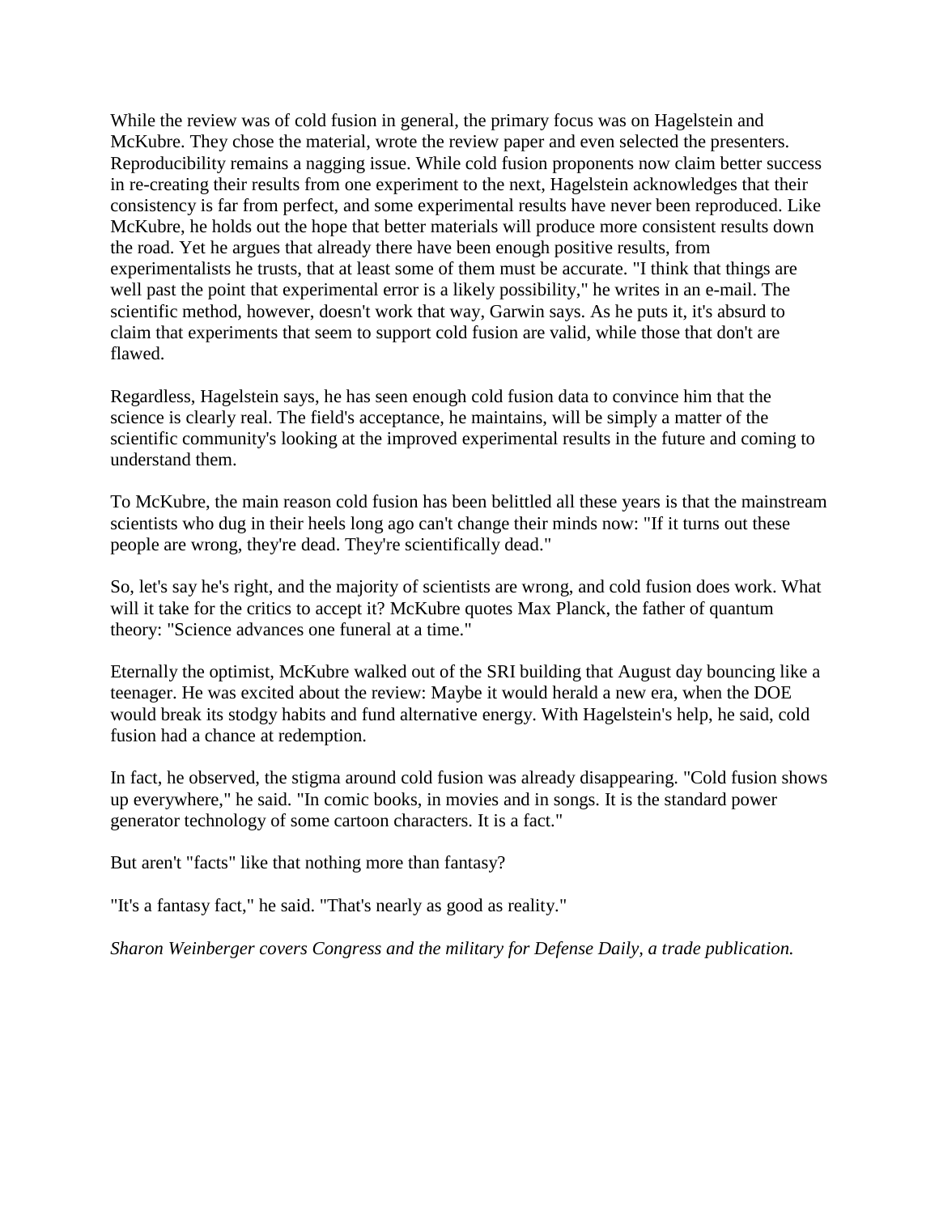While the review was of cold fusion in general, the primary focus was on Hagelstein and McKubre. They chose the material, wrote the review paper and even selected the presenters. Reproducibility remains a nagging issue. While cold fusion proponents now claim better success in re-creating their results from one experiment to the next, Hagelstein acknowledges that their consistency is far from perfect, and some experimental results have never been reproduced. Like McKubre, he holds out the hope that better materials will produce more consistent results down the road. Yet he argues that already there have been enough positive results, from experimentalists he trusts, that at least some of them must be accurate. "I think that things are well past the point that experimental error is a likely possibility," he writes in an e-mail. The scientific method, however, doesn't work that way, Garwin says. As he puts it, it's absurd to claim that experiments that seem to support cold fusion are valid, while those that don't are flawed.

Regardless, Hagelstein says, he has seen enough cold fusion data to convince him that the science is clearly real. The field's acceptance, he maintains, will be simply a matter of the scientific community's looking at the improved experimental results in the future and coming to understand them.

To McKubre, the main reason cold fusion has been belittled all these years is that the mainstream scientists who dug in their heels long ago can't change their minds now: "If it turns out these people are wrong, they're dead. They're scientifically dead."

So, let's say he's right, and the majority of scientists are wrong, and cold fusion does work. What will it take for the critics to accept it? McKubre quotes Max Planck, the father of quantum theory: "Science advances one funeral at a time."

Eternally the optimist, McKubre walked out of the SRI building that August day bouncing like a teenager. He was excited about the review: Maybe it would herald a new era, when the DOE would break its stodgy habits and fund alternative energy. With Hagelstein's help, he said, cold fusion had a chance at redemption.

In fact, he observed, the stigma around cold fusion was already disappearing. "Cold fusion shows up everywhere," he said. "In comic books, in movies and in songs. It is the standard power generator technology of some cartoon characters. It is a fact."

But aren't "facts" like that nothing more than fantasy?

"It's a fantasy fact," he said. "That's nearly as good as reality."

*Sharon Weinberger covers Congress and the military for Defense Daily, a trade publication.*